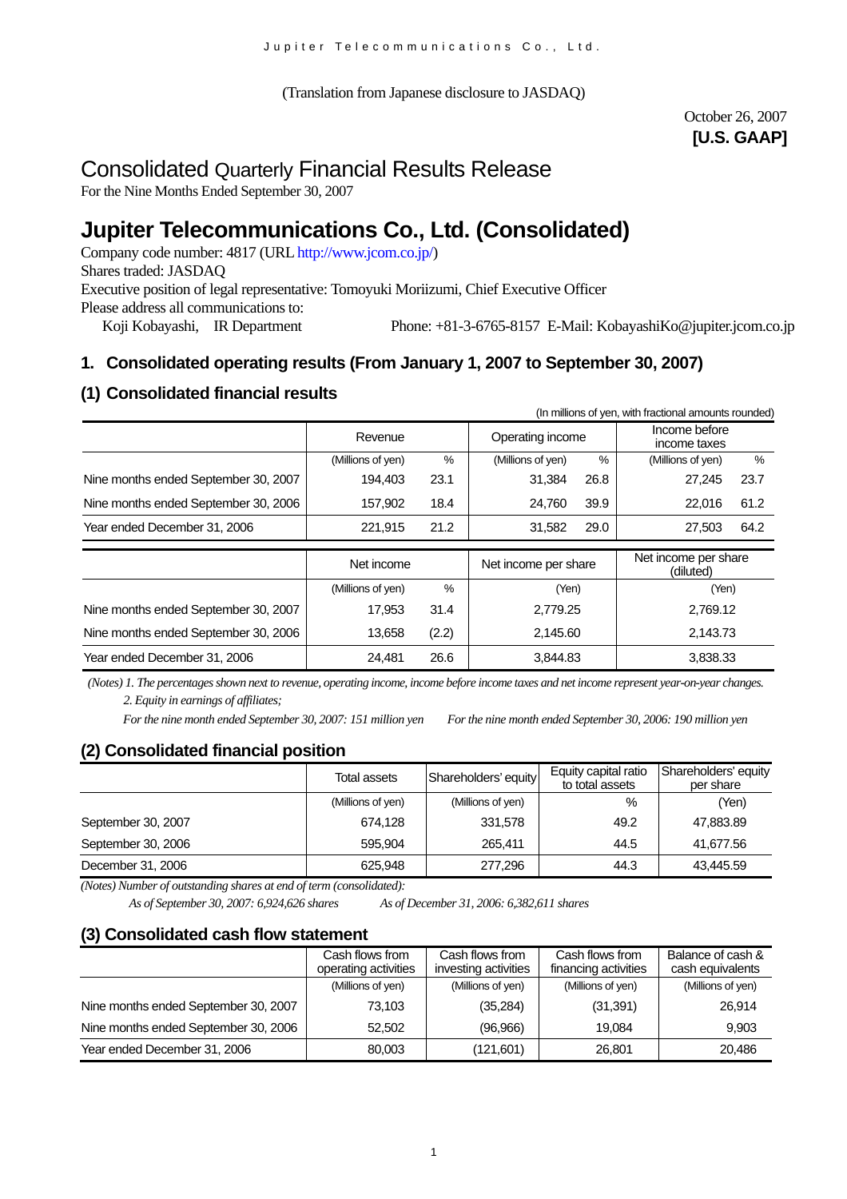(Translation from Japanese disclosure to JASDAQ)

October 26, 2007
**[U.S. GAAP]**

# Consolidated Quarterly Financial Results Release

For the Nine Months Ended September 30, 2007

# Jupiter Telecommunications Co., Ltd. (Consolidated)

Company code number: 4817 (URL http://www.jcom.co.jp/)
Shares traded: JASDAQ
Executive position of legal representative: Tomoyuki Moriizumi, Chief Executive Officer
Please address all communications to:
Koji Kobayashi, IR Department Phone: +81-3-6765-8157 E-Mail: KobayashiKo@jupiter.jcom.co.jp

## 1. Consolidated operating results (From January 1, 2007 to September 30, 2007)

### (1) Consolidated financial results

(In millions of yen, with fractional amounts rounded)

| | Revenue | | Operating income | | Income before income taxes | |
|---|---|---|---|---|---|---|
| | (Millions of yen) | % | (Millions of yen) | % | (Millions of yen) | % |
| Nine months ended September 30, 2007 | 194,403 | 23.1 | 31,384 | 26.8 | 27,245 | 23.7 |
| Nine months ended September 30, 2006 | 157,902 | 18.4 | 24,760 | 39.9 | 22,016 | 61.2 |
| Year ended December 31, 2006 | 221,915 | 21.2 | 31,582 | 29.0 | 27,503 | 64.2 |

| | Net income | | Net income per share | Net income per share (diluted) |
|---|---|---|---|---|
| | (Millions of yen) | % | (Yen) | (Yen) |
| Nine months ended September 30, 2007 | 17,953 | 31.4 | 2,779.25 | 2,769.12 |
| Nine months ended September 30, 2006 | 13,658 | (2.2) | 2,145.60 | 2,143.73 |
| Year ended December 31, 2006 | 24,481 | 26.6 | 3,844.83 | 3,838.33 |

*(Notes) 1. The percentages shown next to revenue, operating income, income before income taxes and net income represent year-on-year changes.*
*2. Equity in earnings of affiliates;*
*For the nine month ended September 30, 2007: 151 million yen For the nine month ended September 30, 2006: 190 million yen*

### (2) Consolidated financial position

| | Total assets | Shareholders' equity | Equity capital ratio to total assets | Shareholders' equity per share |
|---|---|---|---|---|
| | (Millions of yen) | (Millions of yen) | % | (Yen) |
| September 30, 2007 | 674,128 | 331,578 | 49.2 | 47,883.89 |
| September 30, 2006 | 595,904 | 265,411 | 44.5 | 41,677.56 |
| December 31, 2006 | 625,948 | 277,296 | 44.3 | 43,445.59 |

*(Notes) Number of outstanding shares at end of term (consolidated):*
*As of September 30, 2007: 6,924,626 shares As of December 31, 2006: 6,382,611 shares*

### (3) Consolidated cash flow statement

| | Cash flows from operating activities | Cash flows from investing activities | Cash flows from financing activities | Balance of cash & cash equivalents |
|---|---|---|---|---|
| | (Millions of yen) | (Millions of yen) | (Millions of yen) | (Millions of yen) |
| Nine months ended September 30, 2007 | 73,103 | (35,284) | (31,391) | 26,914 |
| Nine months ended September 30, 2006 | 52,502 | (96,966) | 19,084 | 9,903 |
| Year ended December 31, 2006 | 80,003 | (121,601) | 26,801 | 20,486 |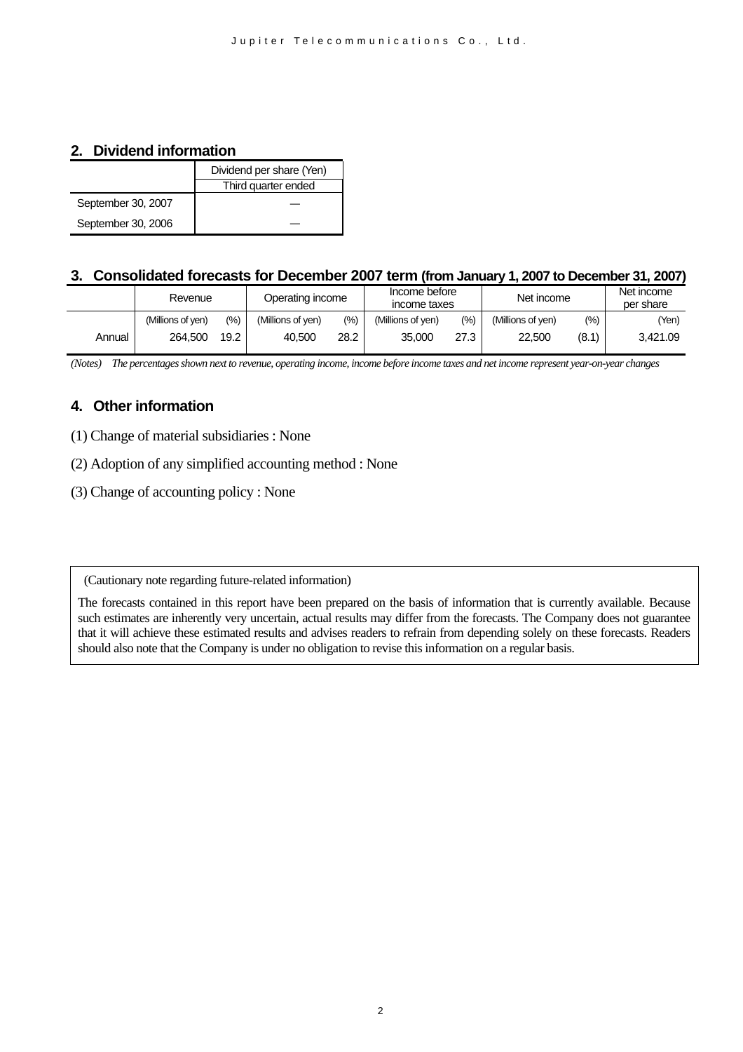## 2. Dividend information

| | Dividend per share (Yen) |
|---|---|
| | Third quarter ended |
| September 30, 2007 | — |
| September 30, 2006 | — |

## 3. Consolidated forecasts for December 2007 term (from January 1, 2007 to December 31, 2007)

| | Revenue | | Operating income | | Income before income taxes | | Net income | | Net income per share |
|---|---|---|---|---|---|---|---|---|---|
| | (Millions of yen) | (%) | (Millions of yen) | (%) | (Millions of yen) | (%) | (Millions of yen) | (%) | (Yen) |
| Annual | 264,500 | 19.2 | 40,500 | 28.2 | 35,000 | 27.3 | 22,500 | (8.1) | 3,421.09 |

*(Notes) The percentages shown next to revenue, operating income, income before income taxes and net income represent year-on-year changes*

## 4. Other information

(1) Change of material subsidiaries : None

(2) Adoption of any simplified accounting method : None

(3) Change of accounting policy : None

(Cautionary note regarding future-related information)

The forecasts contained in this report have been prepared on the basis of information that is currently available. Because such estimates are inherently very uncertain, actual results may differ from the forecasts. The Company does not guarantee that it will achieve these estimated results and advises readers to refrain from depending solely on these forecasts. Readers should also note that the Company is under no obligation to revise this information on a regular basis.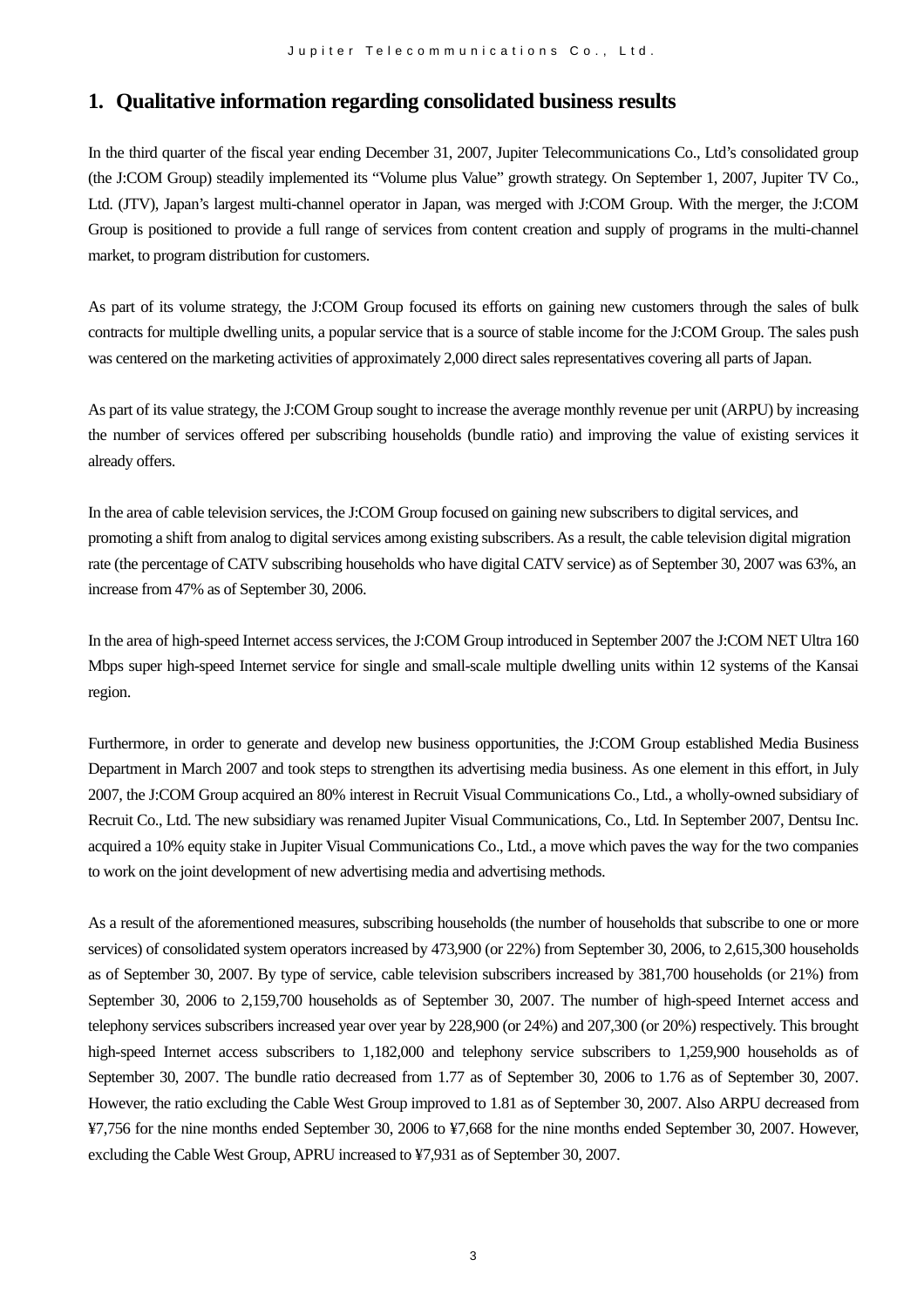## 1. Qualitative information regarding consolidated business results

In the third quarter of the fiscal year ending December 31, 2007, Jupiter Telecommunications Co., Ltd's consolidated group (the J:COM Group) steadily implemented its "Volume plus Value" growth strategy. On September 1, 2007, Jupiter TV Co., Ltd. (JTV), Japan's largest multi-channel operator in Japan, was merged with J:COM Group. With the merger, the J:COM Group is positioned to provide a full range of services from content creation and supply of programs in the multi-channel market, to program distribution for customers.

As part of its volume strategy, the J:COM Group focused its efforts on gaining new customers through the sales of bulk contracts for multiple dwelling units, a popular service that is a source of stable income for the J:COM Group. The sales push was centered on the marketing activities of approximately 2,000 direct sales representatives covering all parts of Japan.

As part of its value strategy, the J:COM Group sought to increase the average monthly revenue per unit (ARPU) by increasing the number of services offered per subscribing households (bundle ratio) and improving the value of existing services it already offers.

In the area of cable television services, the J:COM Group focused on gaining new subscribers to digital services, and promoting a shift from analog to digital services among existing subscribers. As a result, the cable television digital migration rate (the percentage of CATV subscribing households who have digital CATV service) as of September 30, 2007 was 63%, an increase from 47% as of September 30, 2006.

In the area of high-speed Internet access services, the J:COM Group introduced in September 2007 the J:COM NET Ultra 160 Mbps super high-speed Internet service for single and small-scale multiple dwelling units within 12 systems of the Kansai region.

Furthermore, in order to generate and develop new business opportunities, the J:COM Group established Media Business Department in March 2007 and took steps to strengthen its advertising media business. As one element in this effort, in July 2007, the J:COM Group acquired an 80% interest in Recruit Visual Communications Co., Ltd., a wholly-owned subsidiary of Recruit Co., Ltd. The new subsidiary was renamed Jupiter Visual Communications, Co., Ltd. In September 2007, Dentsu Inc. acquired a 10% equity stake in Jupiter Visual Communications Co., Ltd., a move which paves the way for the two companies to work on the joint development of new advertising media and advertising methods.

As a result of the aforementioned measures, subscribing households (the number of households that subscribe to one or more services) of consolidated system operators increased by 473,900 (or 22%) from September 30, 2006, to 2,615,300 households as of September 30, 2007. By type of service, cable television subscribers increased by 381,700 households (or 21%) from September 30, 2006 to 2,159,700 households as of September 30, 2007. The number of high-speed Internet access and telephony services subscribers increased year over year by 228,900 (or 24%) and 207,300 (or 20%) respectively. This brought high-speed Internet access subscribers to 1,182,000 and telephony service subscribers to 1,259,900 households as of September 30, 2007. The bundle ratio decreased from 1.77 as of September 30, 2006 to 1.76 as of September 30, 2007. However, the ratio excluding the Cable West Group improved to 1.81 as of September 30, 2007. Also ARPU decreased from ¥7,756 for the nine months ended September 30, 2006 to ¥7,668 for the nine months ended September 30, 2007. However, excluding the Cable West Group, APRU increased to ¥7,931 as of September 30, 2007.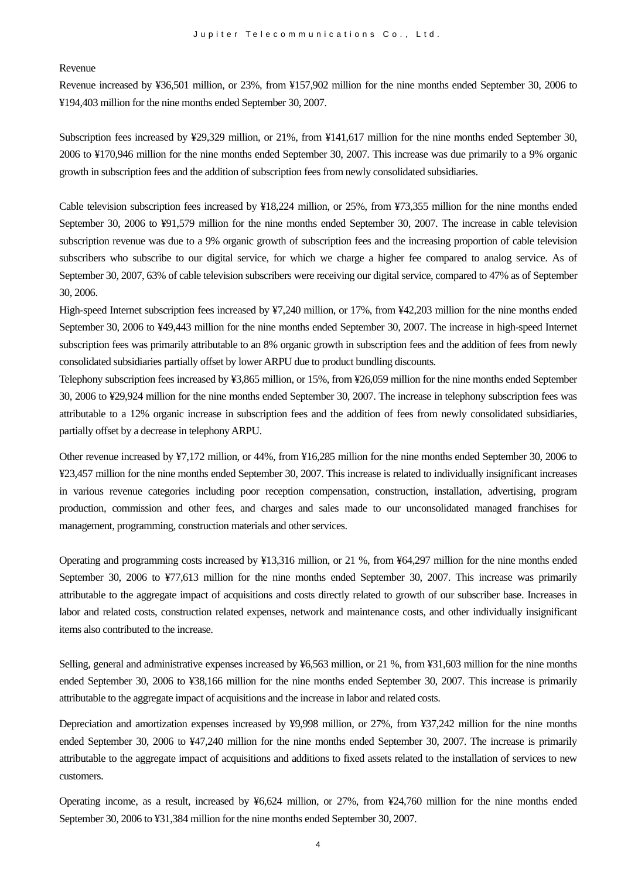Revenue

Revenue increased by ¥36,501 million, or 23%, from ¥157,902 million for the nine months ended September 30, 2006 to ¥194,403 million for the nine months ended September 30, 2007.

Subscription fees increased by ¥29,329 million, or 21%, from ¥141,617 million for the nine months ended September 30, 2006 to ¥170,946 million for the nine months ended September 30, 2007. This increase was due primarily to a 9% organic growth in subscription fees and the addition of subscription fees from newly consolidated subsidiaries.

Cable television subscription fees increased by ¥18,224 million, or 25%, from ¥73,355 million for the nine months ended September 30, 2006 to ¥91,579 million for the nine months ended September 30, 2007. The increase in cable television subscription revenue was due to a 9% organic growth of subscription fees and the increasing proportion of cable television subscribers who subscribe to our digital service, for which we charge a higher fee compared to analog service. As of September 30, 2007, 63% of cable television subscribers were receiving our digital service, compared to 47% as of September 30, 2006.

High-speed Internet subscription fees increased by ¥7,240 million, or 17%, from ¥42,203 million for the nine months ended September 30, 2006 to ¥49,443 million for the nine months ended September 30, 2007. The increase in high-speed Internet subscription fees was primarily attributable to an 8% organic growth in subscription fees and the addition of fees from newly consolidated subsidiaries partially offset by lower ARPU due to product bundling discounts.

Telephony subscription fees increased by ¥3,865 million, or 15%, from ¥26,059 million for the nine months ended September 30, 2006 to ¥29,924 million for the nine months ended September 30, 2007. The increase in telephony subscription fees was attributable to a 12% organic increase in subscription fees and the addition of fees from newly consolidated subsidiaries, partially offset by a decrease in telephony ARPU.

Other revenue increased by ¥7,172 million, or 44%, from ¥16,285 million for the nine months ended September 30, 2006 to ¥23,457 million for the nine months ended September 30, 2007. This increase is related to individually insignificant increases in various revenue categories including poor reception compensation, construction, installation, advertising, program production, commission and other fees, and charges and sales made to our unconsolidated managed franchises for management, programming, construction materials and other services.

Operating and programming costs increased by ¥13,316 million, or 21 %, from ¥64,297 million for the nine months ended September 30, 2006 to ¥77,613 million for the nine months ended September 30, 2007. This increase was primarily attributable to the aggregate impact of acquisitions and costs directly related to growth of our subscriber base. Increases in labor and related costs, construction related expenses, network and maintenance costs, and other individually insignificant items also contributed to the increase.

Selling, general and administrative expenses increased by ¥6,563 million, or 21 %, from ¥31,603 million for the nine months ended September 30, 2006 to ¥38,166 million for the nine months ended September 30, 2007. This increase is primarily attributable to the aggregate impact of acquisitions and the increase in labor and related costs.

Depreciation and amortization expenses increased by ¥9,998 million, or 27%, from ¥37,242 million for the nine months ended September 30, 2006 to ¥47,240 million for the nine months ended September 30, 2007. The increase is primarily attributable to the aggregate impact of acquisitions and additions to fixed assets related to the installation of services to new customers.

Operating income, as a result, increased by ¥6,624 million, or 27%, from ¥24,760 million for the nine months ended September 30, 2006 to ¥31,384 million for the nine months ended September 30, 2007.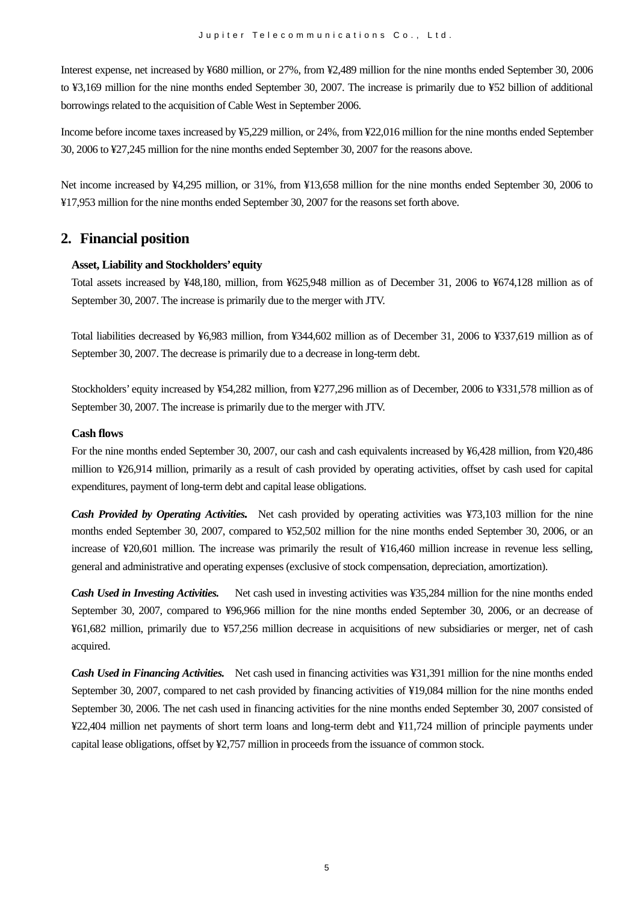Interest expense, net increased by ¥680 million, or 27%, from ¥2,489 million for the nine months ended September 30, 2006 to ¥3,169 million for the nine months ended September 30, 2007. The increase is primarily due to ¥52 billion of additional borrowings related to the acquisition of Cable West in September 2006.

Income before income taxes increased by ¥5,229 million, or 24%, from ¥22,016 million for the nine months ended September 30, 2006 to ¥27,245 million for the nine months ended September 30, 2007 for the reasons above.

Net income increased by ¥4,295 million, or 31%, from ¥13,658 million for the nine months ended September 30, 2006 to ¥17,953 million for the nine months ended September 30, 2007 for the reasons set forth above.

## 2. Financial position

**Asset, Liability and Stockholders' equity**

Total assets increased by ¥48,180, million, from ¥625,948 million as of December 31, 2006 to ¥674,128 million as of September 30, 2007. The increase is primarily due to the merger with JTV.

Total liabilities decreased by ¥6,983 million, from ¥344,602 million as of December 31, 2006 to ¥337,619 million as of September 30, 2007. The decrease is primarily due to a decrease in long-term debt.

Stockholders' equity increased by ¥54,282 million, from ¥277,296 million as of December, 2006 to ¥331,578 million as of September 30, 2007. The increase is primarily due to the merger with JTV.

**Cash flows**

For the nine months ended September 30, 2007, our cash and cash equivalents increased by ¥6,428 million, from ¥20,486 million to ¥26,914 million, primarily as a result of cash provided by operating activities, offset by cash used for capital expenditures, payment of long-term debt and capital lease obligations.

***Cash Provided by Operating Activities.*** Net cash provided by operating activities was ¥73,103 million for the nine months ended September 30, 2007, compared to ¥52,502 million for the nine months ended September 30, 2006, or an increase of ¥20,601 million. The increase was primarily the result of ¥16,460 million increase in revenue less selling, general and administrative and operating expenses (exclusive of stock compensation, depreciation, amortization).

***Cash Used in Investing Activities.*** Net cash used in investing activities was ¥35,284 million for the nine months ended September 30, 2007, compared to ¥96,966 million for the nine months ended September 30, 2006, or an decrease of ¥61,682 million, primarily due to ¥57,256 million decrease in acquisitions of new subsidiaries or merger, net of cash acquired.

***Cash Used in Financing Activities.*** Net cash used in financing activities was ¥31,391 million for the nine months ended September 30, 2007, compared to net cash provided by financing activities of ¥19,084 million for the nine months ended September 30, 2006. The net cash used in financing activities for the nine months ended September 30, 2007 consisted of ¥22,404 million net payments of short term loans and long-term debt and ¥11,724 million of principle payments under capital lease obligations, offset by ¥2,757 million in proceeds from the issuance of common stock.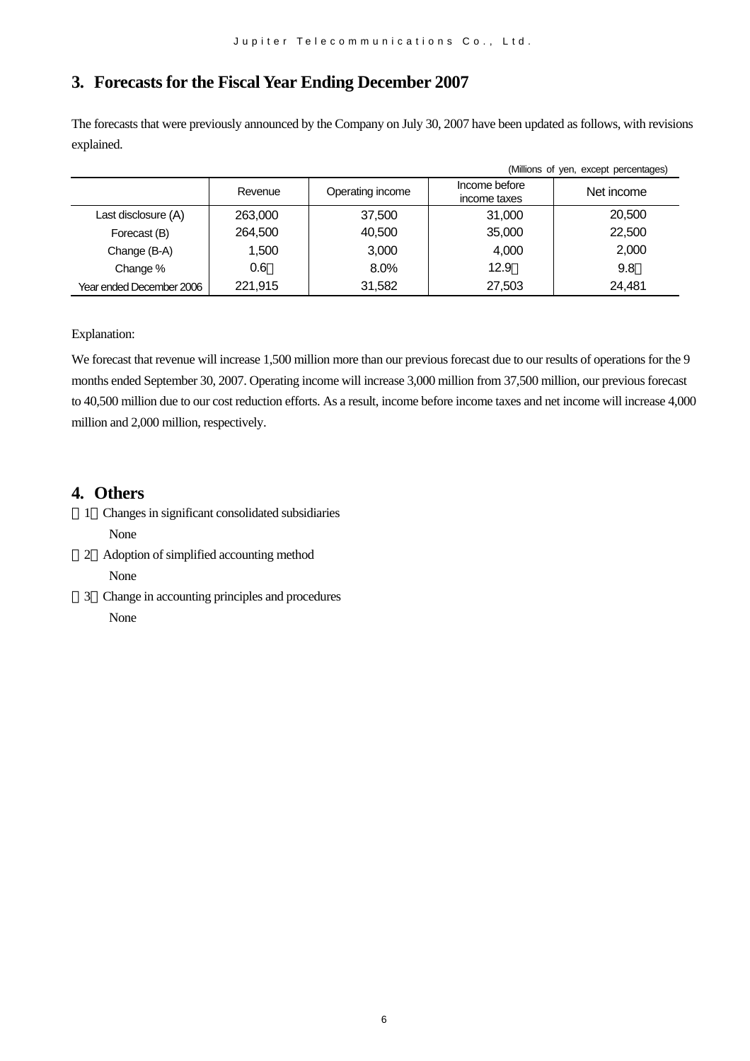## 3. Forecasts for the Fiscal Year Ending December 2007

The forecasts that were previously announced by the Company on July 30, 2007 have been updated as follows, with revisions explained.

(Millions of yen, except percentages)

| | Revenue | Operating income | Income before income taxes | Net income |
|---|---|---|---|---|
| Last disclosure (A) | 263,000 | 37,500 | 31,000 | 20,500 |
| Forecast (B) | 264,500 | 40,500 | 35,000 | 22,500 |
| Change (B-A) | 1,500 | 3,000 | 4,000 | 2,000 |
| Change % | 0.6％ | 8.0% | 12.9％ | 9.8％ |
| Year ended December 2006 | 221,915 | 31,582 | 27,503 | 24,481 |

Explanation:

We forecast that revenue will increase 1,500 million more than our previous forecast due to our results of operations for the 9 months ended September 30, 2007. Operating income will increase 3,000 million from 37,500 million, our previous forecast to 40,500 million due to our cost reduction efforts. As a result, income before income taxes and net income will increase 4,000 million and 2,000 million, respectively.

## 4. Others

（1）Changes in significant consolidated subsidiaries

None

（2）Adoption of simplified accounting method

None

（3）Change in accounting principles and procedures

None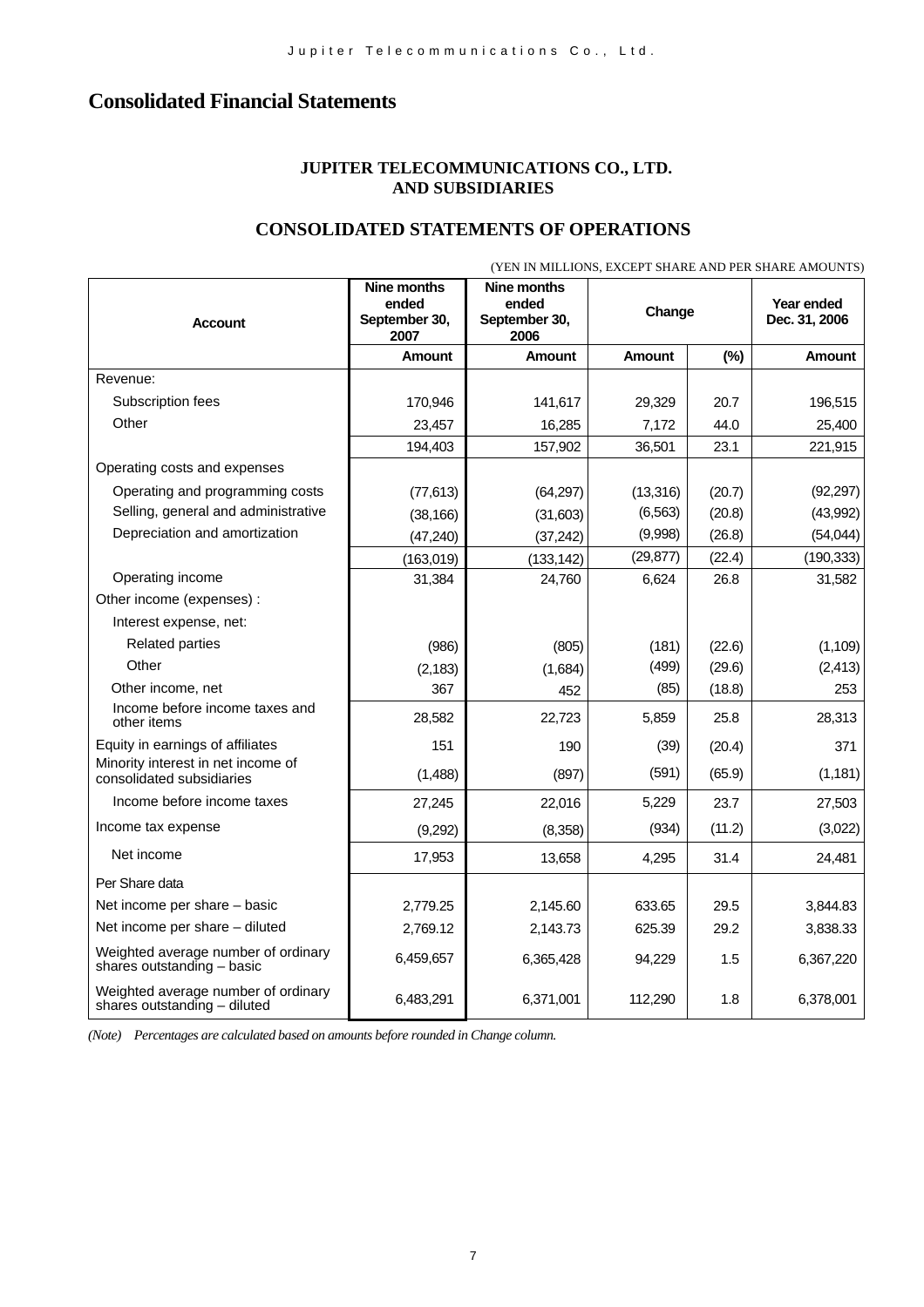# Consolidated Financial Statements

### JUPITER TELECOMMUNICATIONS CO., LTD. AND SUBSIDIARIES

### CONSOLIDATED STATEMENTS OF OPERATIONS

(YEN IN MILLIONS, EXCEPT SHARE AND PER SHARE AMOUNTS)

| Account | Nine months ended September 30, 2007 | Nine months ended September 30, 2006 | Change | | Year ended Dec. 31, 2006 |
|---|---|---|---|---|---|
| | Amount | Amount | Amount | (%) | Amount |
| Revenue: | | | | | |
| Subscription fees | 170,946 | 141,617 | 29,329 | 20.7 | 196,515 |
| Other | 23,457 | 16,285 | 7,172 | 44.0 | 25,400 |
| | 194,403 | 157,902 | 36,501 | 23.1 | 221,915 |
| Operating costs and expenses | | | | | |
| Operating and programming costs | (77,613) | (64,297) | (13,316) | (20.7) | (92,297) |
| Selling, general and administrative | (38,166) | (31,603) | (6,563) | (20.8) | (43,992) |
| Depreciation and amortization | (47,240) | (37,242) | (9,998) | (26.8) | (54,044) |
| | (163,019) | (133,142) | (29,877) | (22.4) | (190,333) |
| Operating income | 31,384 | 24,760 | 6,624 | 26.8 | 31,582 |
| Other income (expenses) : | | | | | |
| Interest expense, net: | | | | | |
| Related parties | (986) | (805) | (181) | (22.6) | (1,109) |
| Other | (2,183) | (1,684) | (499) | (29.6) | (2,413) |
| Other income, net | 367 | 452 | (85) | (18.8) | 253 |
| Income before income taxes and other items | 28,582 | 22,723 | 5,859 | 25.8 | 28,313 |
| Equity in earnings of affiliates | 151 | 190 | (39) | (20.4) | 371 |
| Minority interest in net income of consolidated subsidiaries | (1,488) | (897) | (591) | (65.9) | (1,181) |
| Income before income taxes | 27,245 | 22,016 | 5,229 | 23.7 | 27,503 |
| Income tax expense | (9,292) | (8,358) | (934) | (11.2) | (3,022) |
| Net income | 17,953 | 13,658 | 4,295 | 31.4 | 24,481 |
| Per Share data | | | | | |
| Net income per share – basic | 2,779.25 | 2,145.60 | 633.65 | 29.5 | 3,844.83 |
| Net income per share – diluted | 2,769.12 | 2,143.73 | 625.39 | 29.2 | 3,838.33 |
| Weighted average number of ordinary shares outstanding – basic | 6,459,657 | 6,365,428 | 94,229 | 1.5 | 6,367,220 |
| Weighted average number of ordinary shares outstanding – diluted | 6,483,291 | 6,371,001 | 112,290 | 1.8 | 6,378,001 |

*(Note) Percentages are calculated based on amounts before rounded in Change column.*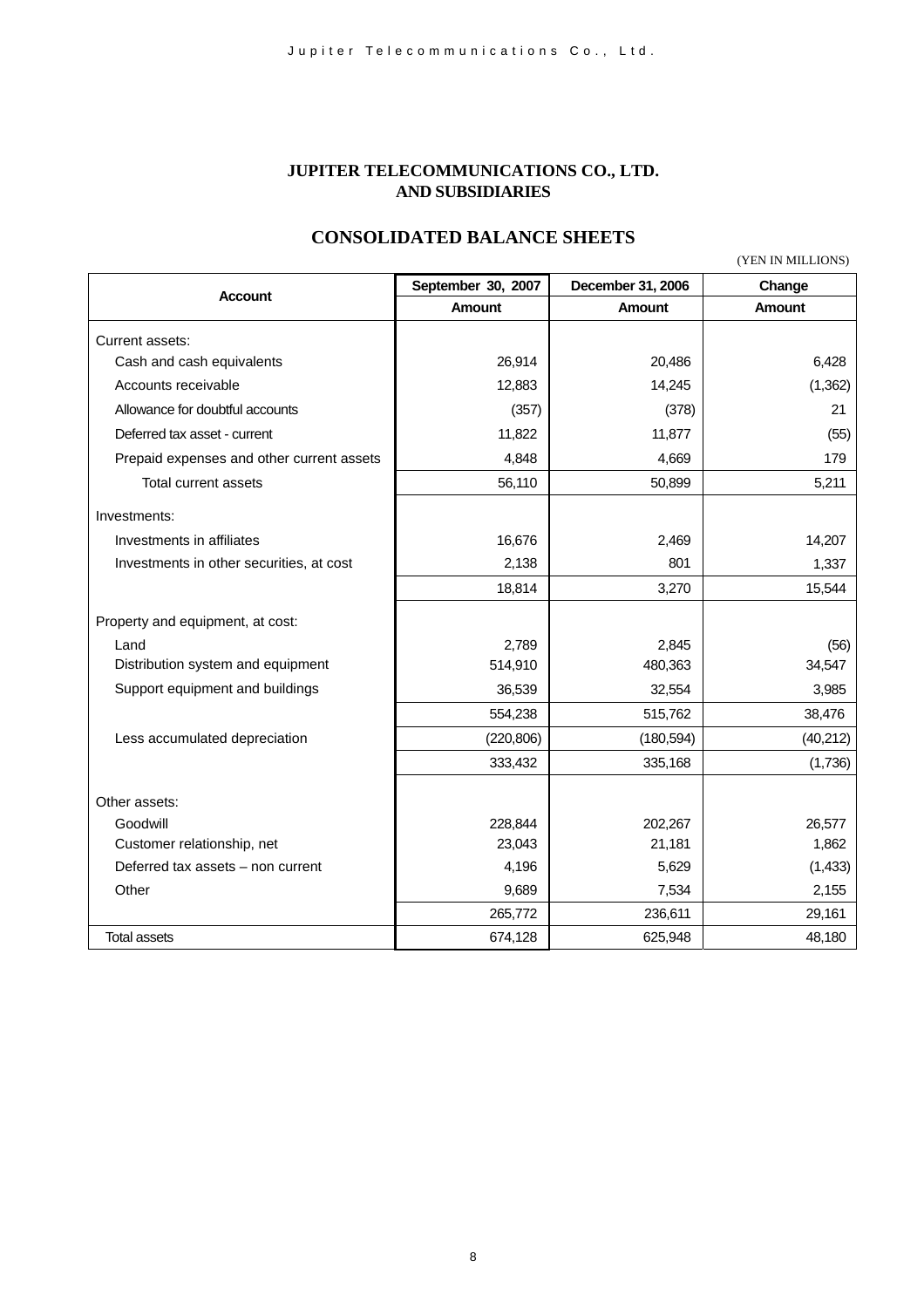# JUPITER TELECOMMUNICATIONS CO., LTD. AND SUBSIDIARIES

## CONSOLIDATED BALANCE SHEETS

(YEN IN MILLIONS)

| Account | September 30, 2007 | December 31, 2006 | Change |
|---|---|---|---|
| | Amount | Amount | Amount |
| Current assets: | | | |
| Cash and cash equivalents | 26,914 | 20,486 | 6,428 |
| Accounts receivable | 12,883 | 14,245 | (1,362) |
| Allowance for doubtful accounts | (357) | (378) | 21 |
| Deferred tax asset - current | 11,822 | 11,877 | (55) |
| Prepaid expenses and other current assets | 4,848 | 4,669 | 179 |
| Total current assets | 56,110 | 50,899 | 5,211 |
| Investments: | | | |
| Investments in affiliates | 16,676 | 2,469 | 14,207 |
| Investments in other securities, at cost | 2,138 | 801 | 1,337 |
| | 18,814 | 3,270 | 15,544 |
| Property and equipment, at cost: | | | |
| Land | 2,789 | 2,845 | (56) |
| Distribution system and equipment | 514,910 | 480,363 | 34,547 |
| Support equipment and buildings | 36,539 | 32,554 | 3,985 |
| | 554,238 | 515,762 | 38,476 |
| Less accumulated depreciation | (220,806) | (180,594) | (40,212) |
| | 333,432 | 335,168 | (1,736) |
| Other assets: | | | |
| Goodwill | 228,844 | 202,267 | 26,577 |
| Customer relationship, net | 23,043 | 21,181 | 1,862 |
| Deferred tax assets – non current | 4,196 | 5,629 | (1,433) |
| Other | 9,689 | 7,534 | 2,155 |
| | 265,772 | 236,611 | 29,161 |
| Total assets | 674,128 | 625,948 | 48,180 |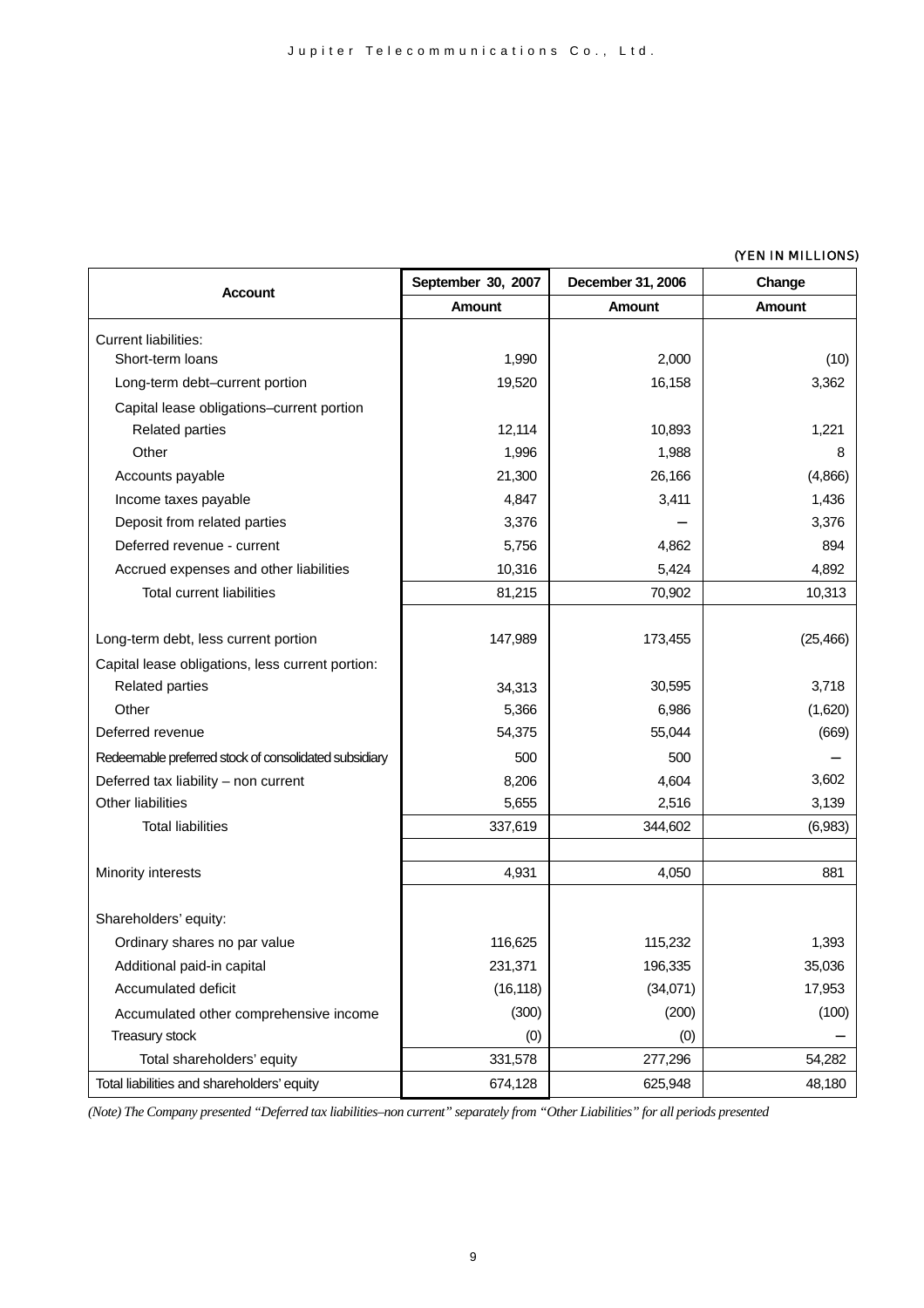(YEN IN MILLIONS)

| Account | September 30, 2007 | December 31, 2006 | Change |
|---|---|---|---|
| | Amount | Amount | Amount |
| Current liabilities: | | | |
| Short-term loans | 1,990 | 2,000 | (10) |
| Long-term debt–current portion | 19,520 | 16,158 | 3,362 |
| Capital lease obligations–current portion | | | |
| Related parties | 12,114 | 10,893 | 1,221 |
| Other | 1,996 | 1,988 | 8 |
| Accounts payable | 21,300 | 26,166 | (4,866) |
| Income taxes payable | 4,847 | 3,411 | 1,436 |
| Deposit from related parties | 3,376 | — | 3,376 |
| Deferred revenue - current | 5,756 | 4,862 | 894 |
| Accrued expenses and other liabilities | 10,316 | 5,424 | 4,892 |
| Total current liabilities | 81,215 | 70,902 | 10,313 |
| Long-term debt, less current portion | 147,989 | 173,455 | (25,466) |
| Capital lease obligations, less current portion: | | | |
| Related parties | 34,313 | 30,595 | 3,718 |
| Other | 5,366 | 6,986 | (1,620) |
| Deferred revenue | 54,375 | 55,044 | (669) |
| Redeemable preferred stock of consolidated subsidiary | 500 | 500 | — |
| Deferred tax liability – non current | 8,206 | 4,604 | 3,602 |
| Other liabilities | 5,655 | 2,516 | 3,139 |
| Total liabilities | 337,619 | 344,602 | (6,983) |
| Minority interests | 4,931 | 4,050 | 881 |
| Shareholders' equity: | | | |
| Ordinary shares no par value | 116,625 | 115,232 | 1,393 |
| Additional paid-in capital | 231,371 | 196,335 | 35,036 |
| Accumulated deficit | (16,118) | (34,071) | 17,953 |
| Accumulated other comprehensive income | (300) | (200) | (100) |
| Treasury stock | (0) | (0) | — |
| Total shareholders' equity | 331,578 | 277,296 | 54,282 |
| Total liabilities and shareholders' equity | 674,128 | 625,948 | 48,180 |

*(Note) The Company presented "Deferred tax liabilities–non current" separately from "Other Liabilities" for all periods presented*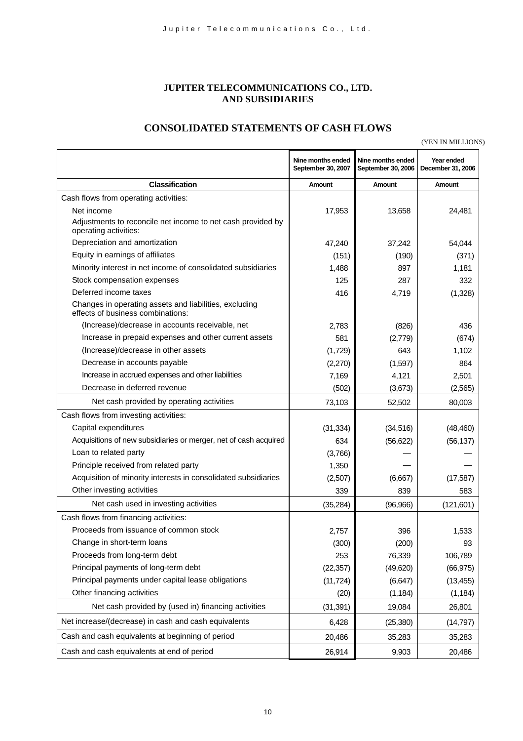# JUPITER TELECOMMUNICATIONS CO., LTD. AND SUBSIDIARIES

## CONSOLIDATED STATEMENTS OF CASH FLOWS

(YEN IN MILLIONS)

| Classification | Nine months ended September 30, 2007 Amount | Nine months ended September 30, 2006 Amount | Year ended December 31, 2006 Amount |
|---|---|---|---|
| Cash flows from operating activities: | | | |
| Net income | 17,953 | 13,658 | 24,481 |
| Adjustments to reconcile net income to net cash provided by operating activities: | | | |
| Depreciation and amortization | 47,240 | 37,242 | 54,044 |
| Equity in earnings of affiliates | (151) | (190) | (371) |
| Minority interest in net income of consolidated subsidiaries | 1,488 | 897 | 1,181 |
| Stock compensation expenses | 125 | 287 | 332 |
| Deferred income taxes | 416 | 4,719 | (1,328) |
| Changes in operating assets and liabilities, excluding effects of business combinations: | | | |
| (Increase)/decrease in accounts receivable, net | 2,783 | (826) | 436 |
| Increase in prepaid expenses and other current assets | 581 | (2,779) | (674) |
| (Increase)/decrease in other assets | (1,729) | 643 | 1,102 |
| Decrease in accounts payable | (2,270) | (1,597) | 864 |
| Increase in accrued expenses and other liabilities | 7,169 | 4,121 | 2,501 |
| Decrease in deferred revenue | (502) | (3,673) | (2,565) |
| Net cash provided by operating activities | 73,103 | 52,502 | 80,003 |
| Cash flows from investing activities: | | | |
| Capital expenditures | (31,334) | (34,516) | (48,460) |
| Acquisitions of new subsidiaries or merger, net of cash acquired | 634 | (56,622) | (56,137) |
| Loan to related party | (3,766) | — | — |
| Principle received from related party | 1,350 | — | — |
| Acquisition of minority interests in consolidated subsidiaries | (2,507) | (6,667) | (17,587) |
| Other investing activities | 339 | 839 | 583 |
| Net cash used in investing activities | (35,284) | (96,966) | (121,601) |
| Cash flows from financing activities: | | | |
| Proceeds from issuance of common stock | 2,757 | 396 | 1,533 |
| Change in short-term loans | (300) | (200) | 93 |
| Proceeds from long-term debt | 253 | 76,339 | 106,789 |
| Principal payments of long-term debt | (22,357) | (49,620) | (66,975) |
| Principal payments under capital lease obligations | (11,724) | (6,647) | (13,455) |
| Other financing activities | (20) | (1,184) | (1,184) |
| Net cash provided by (used in) financing activities | (31,391) | 19,084 | 26,801 |
| Net increase/(decrease) in cash and cash equivalents | 6,428 | (25,380) | (14,797) |
| Cash and cash equivalents at beginning of period | 20,486 | 35,283 | 35,283 |
| Cash and cash equivalents at end of period | 26,914 | 9,903 | 20,486 |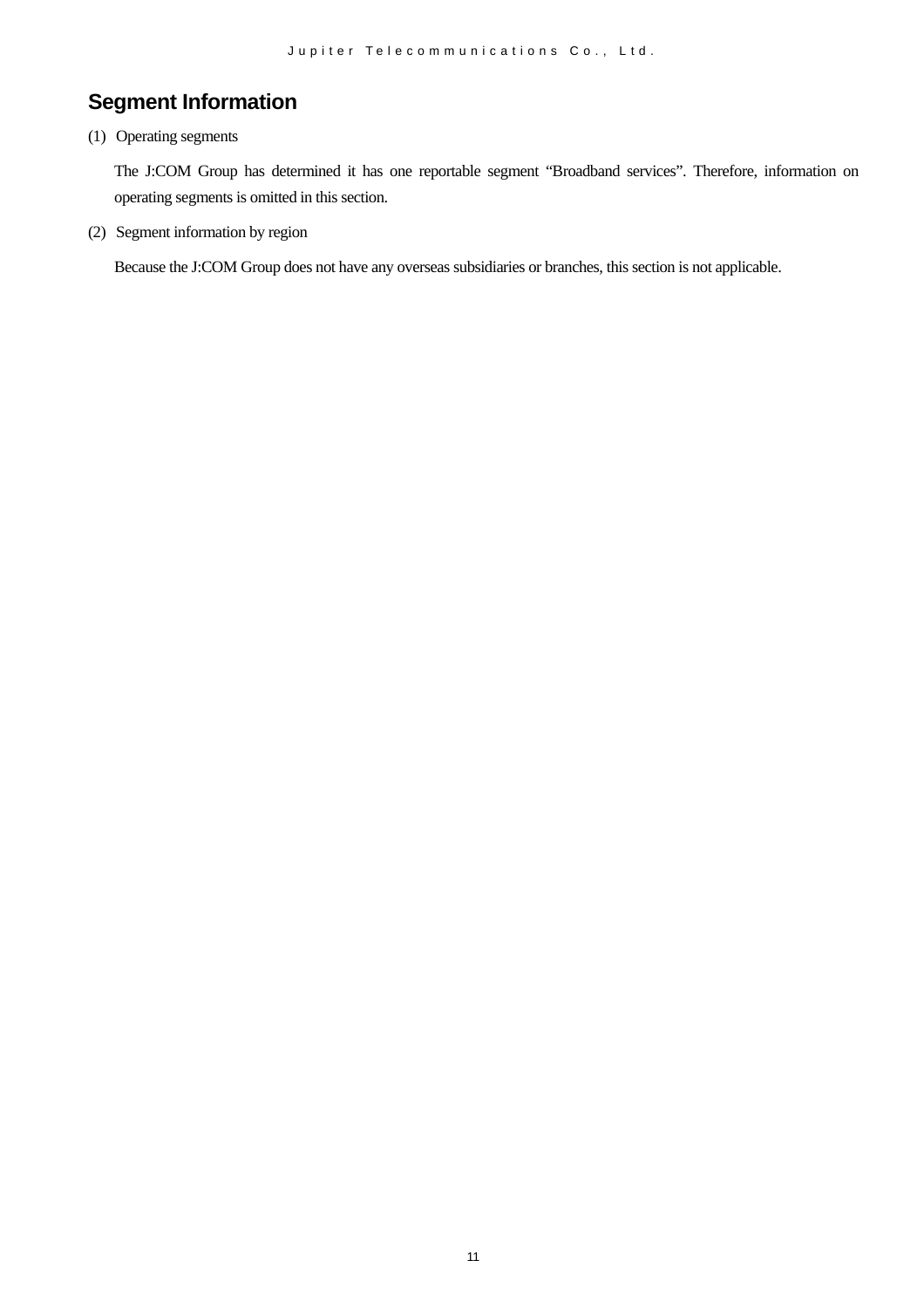## Segment Information

(1) Operating segments

The J:COM Group has determined it has one reportable segment "Broadband services". Therefore, information on operating segments is omitted in this section.

(2) Segment information by region

Because the J:COM Group does not have any overseas subsidiaries or branches, this section is not applicable.